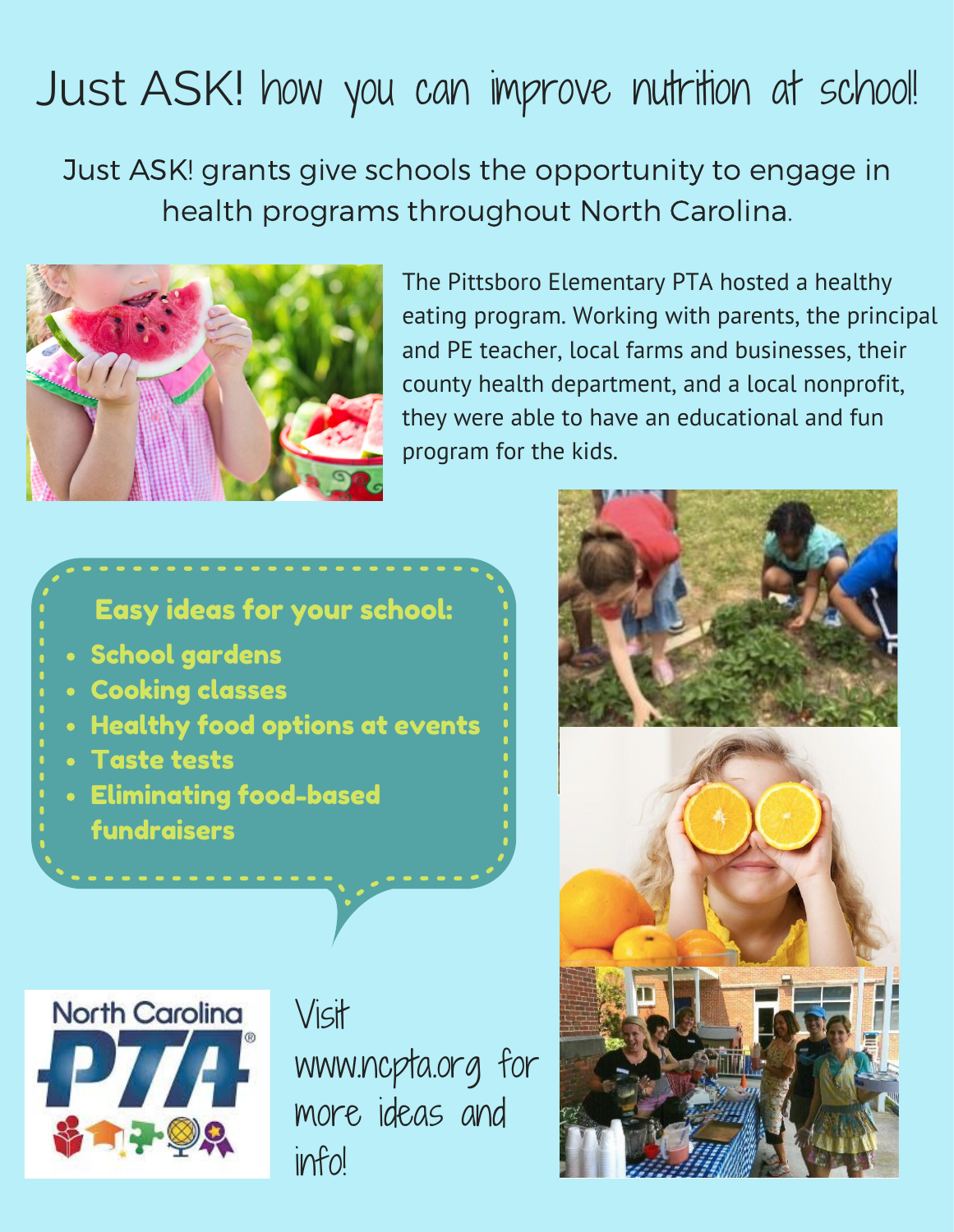# Just ASK! how you can improve nutrition at school!

Just ASK! grants give schools the opportunity to engage in health programs throughout North Carolina.

The Pittsboro Elementary PTA hosted a healthy eating program. Working with parents, the principal and PE teacher, local farms and businesses, their county health department, and a local nonprofit, they were able to have an educational and fun program for the kids.

**Easy ideas for your school:**

- **School gardens**
- **Cooking classes**
- **Healthy food options at events**
- **Taste tests**
- **Eliminating food-based fundraisers**

North Carolina PTA

Visit www.ncpta.org for more ideas and info!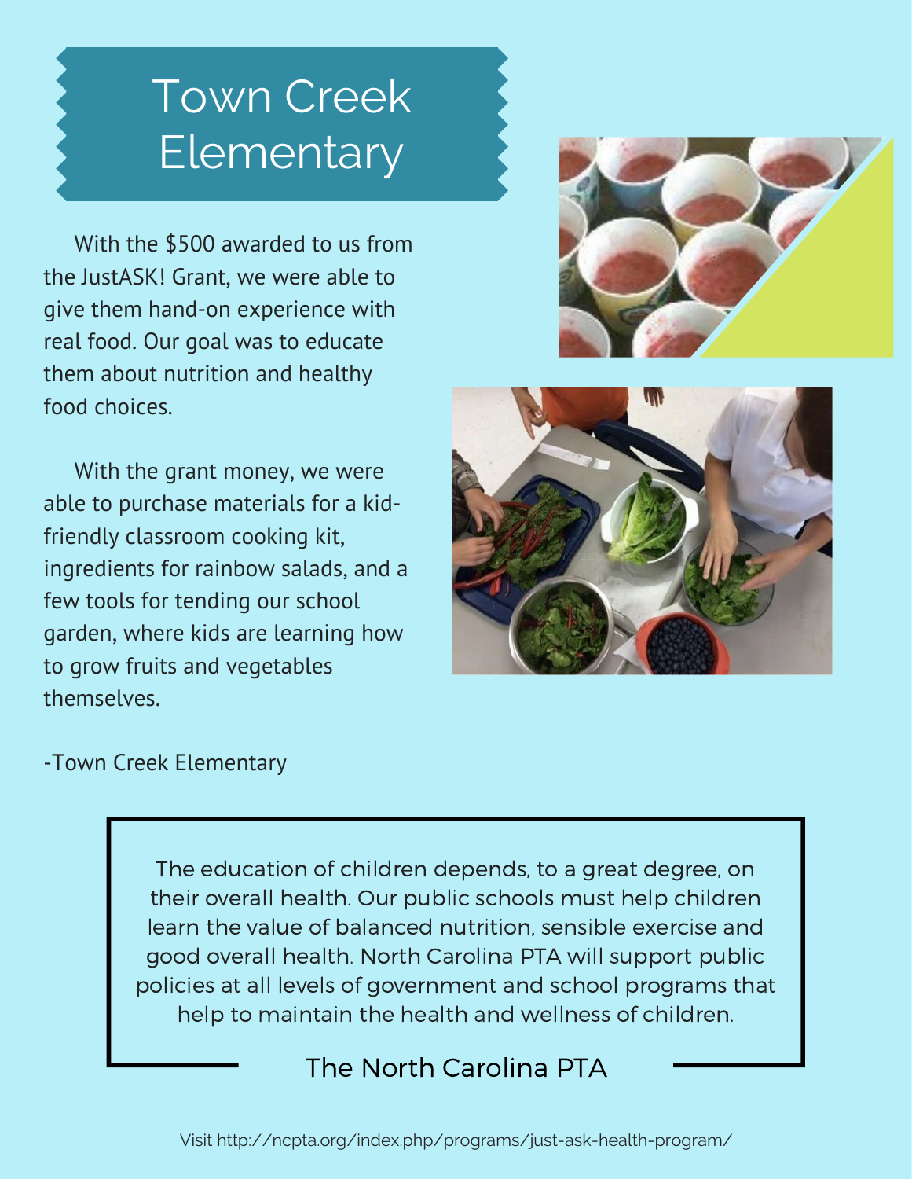# Town Creek Elementary

With the $500 awarded to us from the JustASK! Grant, we were able to give them hand-on experience with real food. Our goal was to educate them about nutrition and healthy food choices.

With the grant money, we were able to purchase materials for a kid-friendly classroom cooking kit, ingredients for rainbow salads, and a few tools for tending our school garden, where kids are learning how to grow fruits and vegetables themselves.

-Town Creek Elementary

> The education of children depends, to a great degree, on their overall health. Our public schools must help children learn the value of balanced nutrition, sensible exercise and good overall health. North Carolina PTA will support public policies at all levels of government and school programs that help to maintain the health and wellness of children.
>
> The North Carolina PTA

Visit http://ncpta.org/index.php/programs/just-ask-health-program/